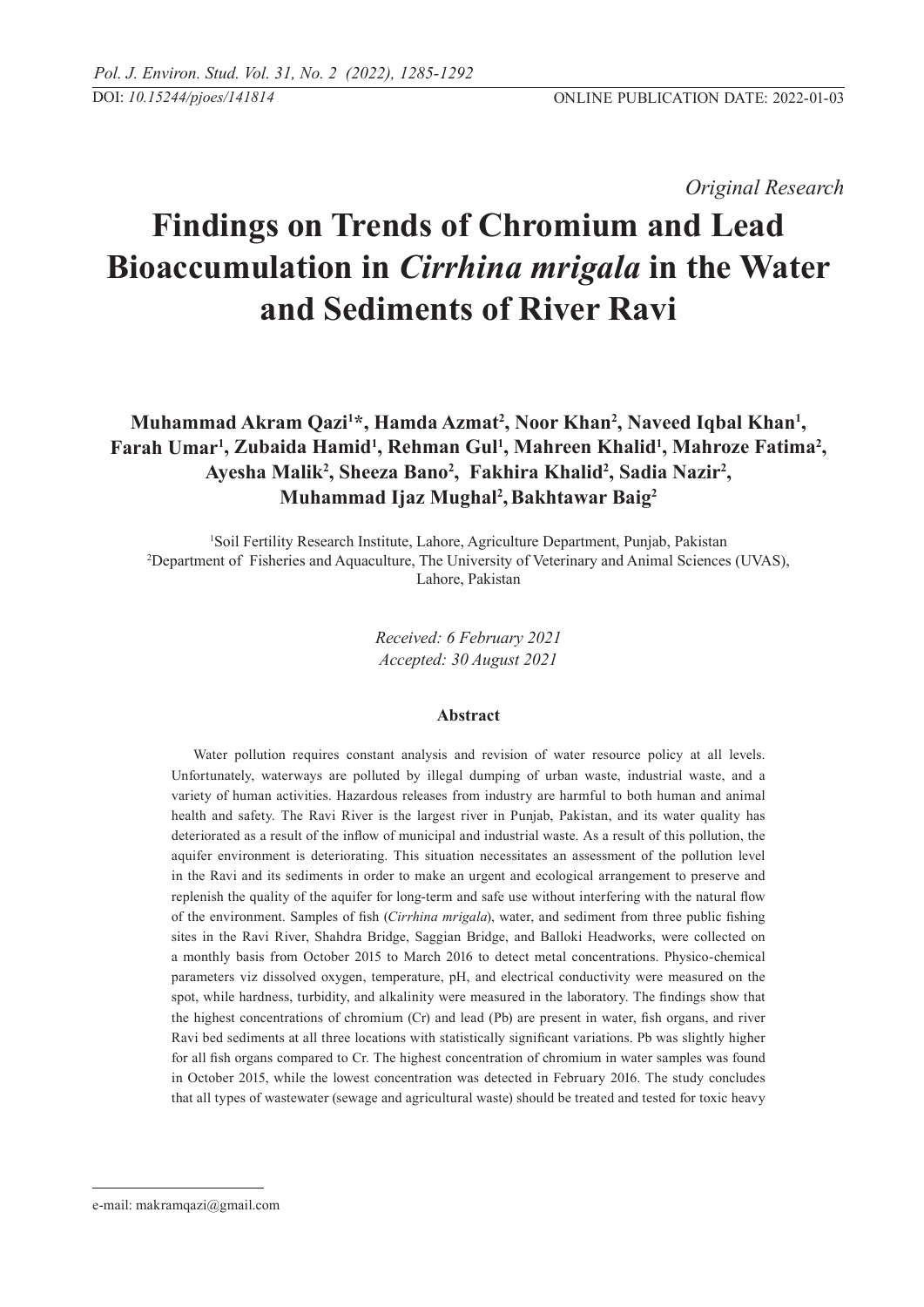*Original Research*

# Findings on Trends of Chromium and Lead Bioaccumulation in *Cirrhina mrigala* in the Water and Sediments of River Ravi

**Muhammad Akram Qazi[1]\*, Hamda Azmat[2], Noor Khan[2], Naveed Iqbal Khan[1], Farah Umar[1], Zubaida Hamid[1], Rehman Gul[1], Mahreen Khalid[1], Mahroze Fatima[2], Ayesha Malik[2], Sheeza Bano[2], Fakhira Khalid[2], Sadia Nazir[2], Muhammad Ijaz Mughal[2], Bakhtawar Baig[2]**

[1]Soil Fertility Research Institute, Lahore, Agriculture Department, Punjab, Pakistan
[2]Department of Fisheries and Aquaculture, The University of Veterinary and Animal Sciences (UVAS), Lahore, Pakistan

*Received: 6 February 2021*
*Accepted: 30 August 2021*

## Abstract

Water pollution requires constant analysis and revision of water resource policy at all levels. Unfortunately, waterways are polluted by illegal dumping of urban waste, industrial waste, and a variety of human activities. Hazardous releases from industry are harmful to both human and animal health and safety. The Ravi River is the largest river in Punjab, Pakistan, and its water quality has deteriorated as a result of the inflow of municipal and industrial waste. As a result of this pollution, the aquifer environment is deteriorating. This situation necessitates an assessment of the pollution level in the Ravi and its sediments in order to make an urgent and ecological arrangement to preserve and replenish the quality of the aquifer for long-term and safe use without interfering with the natural flow of the environment. Samples of fish (*Cirrhina mrigala*), water, and sediment from three public fishing sites in the Ravi River, Shahdra Bridge, Saggian Bridge, and Balloki Headworks, were collected on a monthly basis from October 2015 to March 2016 to detect metal concentrations. Physico-chemical parameters viz dissolved oxygen, temperature, pH, and electrical conductivity were measured on the spot, while hardness, turbidity, and alkalinity were measured in the laboratory. The findings show that the highest concentrations of chromium (Cr) and lead (Pb) are present in water, fish organs, and river Ravi bed sediments at all three locations with statistically significant variations. Pb was slightly higher for all fish organs compared to Cr. The highest concentration of chromium in water samples was found in October 2015, while the lowest concentration was detected in February 2016. The study concludes that all types of wastewater (sewage and agricultural waste) should be treated and tested for toxic heavy

e-mail: makramqazi@gmail.com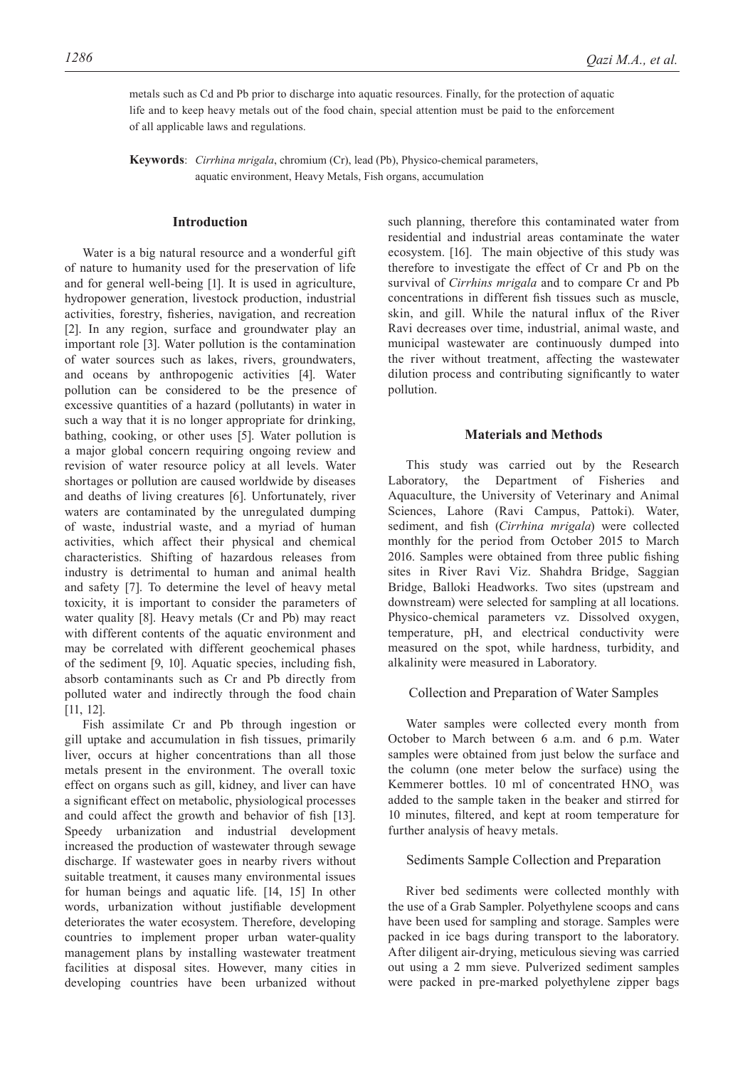metals such as Cd and Pb prior to discharge into aquatic resources. Finally, for the protection of aquatic life and to keep heavy metals out of the food chain, special attention must be paid to the enforcement of all applicable laws and regulations.

**Keywords**: *Cirrhina mrigala*, chromium (Cr), lead (Pb), Physico-chemical parameters, aquatic environment, Heavy Metals, Fish organs, accumulation

## Introduction

Water is a big natural resource and a wonderful gift of nature to humanity used for the preservation of life and for general well-being [1]. It is used in agriculture, hydropower generation, livestock production, industrial activities, forestry, fisheries, navigation, and recreation [2]. In any region, surface and groundwater play an important role [3]. Water pollution is the contamination of water sources such as lakes, rivers, groundwaters, and oceans by anthropogenic activities [4]. Water pollution can be considered to be the presence of excessive quantities of a hazard (pollutants) in water in such a way that it is no longer appropriate for drinking, bathing, cooking, or other uses [5]. Water pollution is a major global concern requiring ongoing review and revision of water resource policy at all levels. Water shortages or pollution are caused worldwide by diseases and deaths of living creatures [6]. Unfortunately, river waters are contaminated by the unregulated dumping of waste, industrial waste, and a myriad of human activities, which affect their physical and chemical characteristics. Shifting of hazardous releases from industry is detrimental to human and animal health and safety [7]. To determine the level of heavy metal toxicity, it is important to consider the parameters of water quality [8]. Heavy metals (Cr and Pb) may react with different contents of the aquatic environment and may be correlated with different geochemical phases of the sediment [9, 10]. Aquatic species, including fish, absorb contaminants such as Cr and Pb directly from polluted water and indirectly through the food chain [11, 12].

Fish assimilate Cr and Pb through ingestion or gill uptake and accumulation in fish tissues, primarily liver, occurs at higher concentrations than all those metals present in the environment. The overall toxic effect on organs such as gill, kidney, and liver can have a significant effect on metabolic, physiological processes and could affect the growth and behavior of fish [13]. Speedy urbanization and industrial development increased the production of wastewater through sewage discharge. If wastewater goes in nearby rivers without suitable treatment, it causes many environmental issues for human beings and aquatic life. [14, 15] In other words, urbanization without justifiable development deteriorates the water ecosystem. Therefore, developing countries to implement proper urban water-quality management plans by installing wastewater treatment facilities at disposal sites. However, many cities in developing countries have been urbanized without such planning, therefore this contaminated water from residential and industrial areas contaminate the water ecosystem. [16]. The main objective of this study was therefore to investigate the effect of Cr and Pb on the survival of *Cirrhins mrigala* and to compare Cr and Pb concentrations in different fish tissues such as muscle, skin, and gill. While the natural influx of the River Ravi decreases over time, industrial, animal waste, and municipal wastewater are continuously dumped into the river without treatment, affecting the wastewater dilution process and contributing significantly to water pollution.

## Materials and Methods

This study was carried out by the Research Laboratory, the Department of Fisheries and Aquaculture, the University of Veterinary and Animal Sciences, Lahore (Ravi Campus, Pattoki). Water, sediment, and fish (*Cirrhina mrigala*) were collected monthly for the period from October 2015 to March 2016. Samples were obtained from three public fishing sites in River Ravi Viz. Shahdra Bridge, Saggian Bridge, Balloki Headworks. Two sites (upstream and downstream) were selected for sampling at all locations. Physico-chemical parameters vz. Dissolved oxygen, temperature, pH, and electrical conductivity were measured on the spot, while hardness, turbidity, and alkalinity were measured in Laboratory.

### Collection and Preparation of Water Samples

Water samples were collected every month from October to March between 6 a.m. and 6 p.m. Water samples were obtained from just below the surface and the column (one meter below the surface) using the Kemmerer bottles. 10 ml of concentrated $HNO_3$ was added to the sample taken in the beaker and stirred for 10 minutes, filtered, and kept at room temperature for further analysis of heavy metals.

### Sediments Sample Collection and Preparation

River bed sediments were collected monthly with the use of a Grab Sampler. Polyethylene scoops and cans have been used for sampling and storage. Samples were packed in ice bags during transport to the laboratory. After diligent air-drying, meticulous sieving was carried out using a 2 mm sieve. Pulverized sediment samples were packed in pre-marked polyethylene zipper bags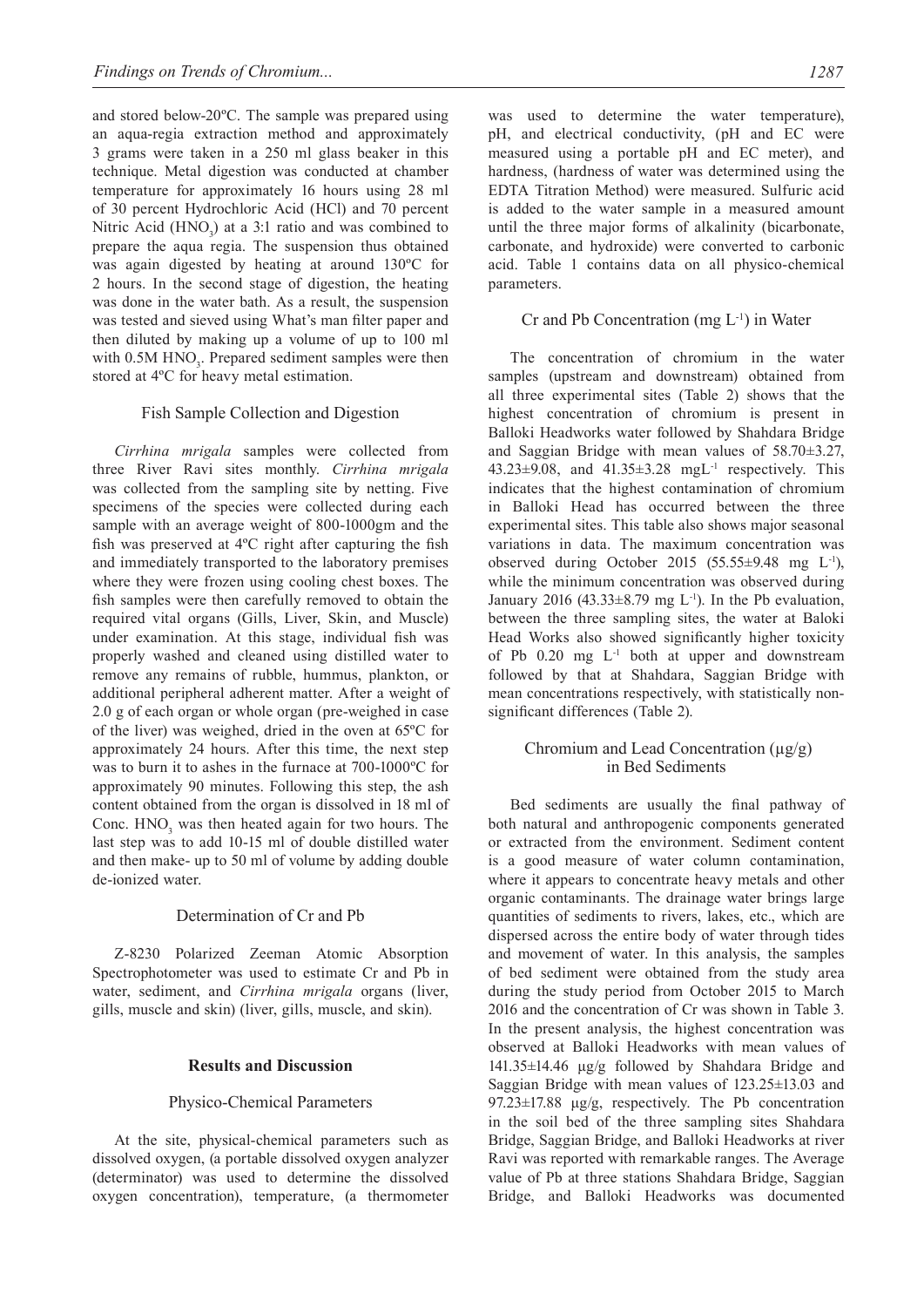and stored below-20ºC. The sample was prepared using an aqua-regia extraction method and approximately 3 grams were taken in a 250 ml glass beaker in this technique. Metal digestion was conducted at chamber temperature for approximately 16 hours using 28 ml of 30 percent Hydrochloric Acid (HCl) and 70 percent Nitric Acid ($HNO_3$) at a 3:1 ratio and was combined to prepare the aqua regia. The suspension thus obtained was again digested by heating at around 130ºC for 2 hours. In the second stage of digestion, the heating was done in the water bath. As a result, the suspension was tested and sieved using What's man filter paper and then diluted by making up a volume of up to 100 ml with 0.5M $HNO_3$. Prepared sediment samples were then stored at 4ºC for heavy metal estimation.

### Fish Sample Collection and Digestion

*Cirrhina mrigala* samples were collected from three River Ravi sites monthly. *Cirrhina mrigala* was collected from the sampling site by netting. Five specimens of the species were collected during each sample with an average weight of 800-1000gm and the fish was preserved at 4ºC right after capturing the fish and immediately transported to the laboratory premises where they were frozen using cooling chest boxes. The fish samples were then carefully removed to obtain the required vital organs (Gills, Liver, Skin, and Muscle) under examination. At this stage, individual fish was properly washed and cleaned using distilled water to remove any remains of rubble, hummus, plankton, or additional peripheral adherent matter. After a weight of 2.0 g of each organ or whole organ (pre-weighed in case of the liver) was weighed, dried in the oven at 65ºC for approximately 24 hours. After this time, the next step was to burn it to ashes in the furnace at 700-1000ºC for approximately 90 minutes. Following this step, the ash content obtained from the organ is dissolved in 18 ml of Conc. $HNO_3$ was then heated again for two hours. The last step was to add 10-15 ml of double distilled water and then make- up to 50 ml of volume by adding double de-ionized water.

### Determination of Cr and Pb

Z-8230 Polarized Zeeman Atomic Absorption Spectrophotometer was used to estimate Cr and Pb in water, sediment, and *Cirrhina mrigala* organs (liver, gills, muscle and skin) (liver, gills, muscle, and skin).

## Results and Discussion

### Physico-Chemical Parameters

At the site, physical-chemical parameters such as dissolved oxygen, (a portable dissolved oxygen analyzer (determinator) was used to determine the dissolved oxygen concentration), temperature, (a thermometer was used to determine the water temperature), pH, and electrical conductivity, (pH and EC were measured using a portable pH and EC meter), and hardness, (hardness of water was determined using the EDTA Titration Method) were measured. Sulfuric acid is added to the water sample in a measured amount until the three major forms of alkalinity (bicarbonate, carbonate, and hydroxide) were converted to carbonic acid. Table 1 contains data on all physico-chemical parameters.

### Cr and Pb Concentration (mg $L^{-1}$) in Water

The concentration of chromium in the water samples (upstream and downstream) obtained from all three experimental sites (Table 2) shows that the highest concentration of chromium is present in Balloki Headworks water followed by Shahdara Bridge and Saggian Bridge with mean values of 58.70±3.27, 43.23±9.08, and 41.35±3.28 mg$L^{-1}$ respectively. This indicates that the highest contamination of chromium in Balloki Head has occurred between the three experimental sites. This table also shows major seasonal variations in data. The maximum concentration was observed during October 2015 (55.55±9.48 mg $L^{-1}$), while the minimum concentration was observed during January 2016 (43.33±8.79 mg $L^{-1}$). In the Pb evaluation, between the three sampling sites, the water at Baloki Head Works also showed significantly higher toxicity of Pb 0.20 mg $L^{-1}$ both at upper and downstream followed by that at Shahdara, Saggian Bridge with mean concentrations respectively, with statistically non-significant differences (Table 2).

### Chromium and Lead Concentration (μg/g) in Bed Sediments

Bed sediments are usually the final pathway of both natural and anthropogenic components generated or extracted from the environment. Sediment content is a good measure of water column contamination, where it appears to concentrate heavy metals and other organic contaminants. The drainage water brings large quantities of sediments to rivers, lakes, etc., which are dispersed across the entire body of water through tides and movement of water. In this analysis, the samples of bed sediment were obtained from the study area during the study period from October 2015 to March 2016 and the concentration of Cr was shown in Table 3. In the present analysis, the highest concentration was observed at Balloki Headworks with mean values of 141.35±14.46 μg/g followed by Shahdara Bridge and Saggian Bridge with mean values of 123.25±13.03 and 97.23±17.88 μg/g, respectively. The Pb concentration in the soil bed of the three sampling sites Shahdara Bridge, Saggian Bridge, and Balloki Headworks at river Ravi was reported with remarkable ranges. The Average value of Pb at three stations Shahdara Bridge, Saggian Bridge, and Balloki Headworks was documented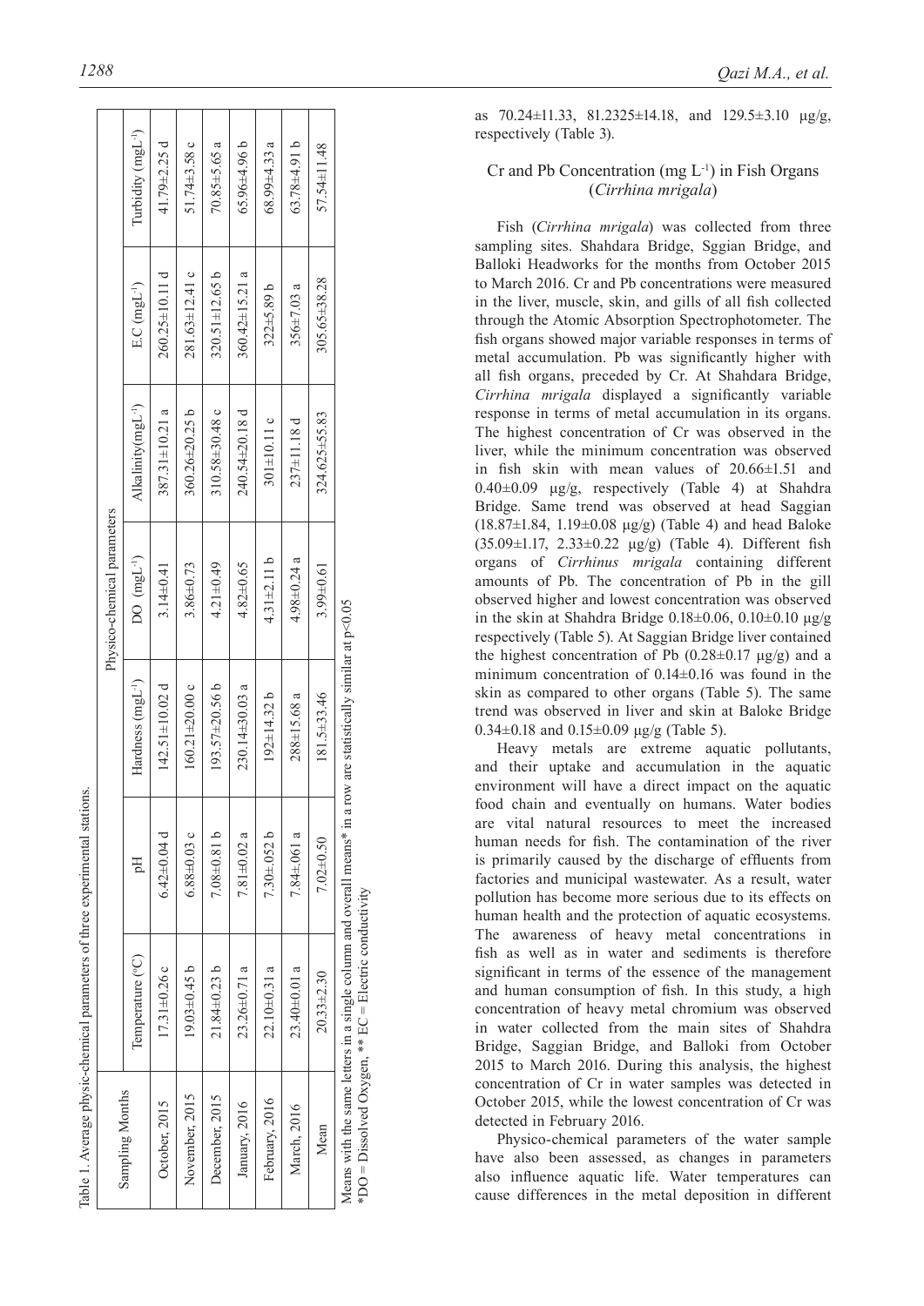Table 1. Average physic-chemical parameters of three experimental stations.

| Sampling Months | Physico-chemical parameters | | | | | | | |
|---|---|---|---|---|---|---|---|---|
| | Temperature (°C) | pH | Hardness (mgL⁻¹) | DO (mgL⁻¹) | Alkalinity(mgL⁻¹) | E.C (mgL⁻¹) | Turbidity (mgL⁻¹) |
| October, 2015 | 17.31±0.26 c | 6.42±0.04 d | 142.51±10.02 d | 3.14±0.41 | 387.31±10.21 a | 260.25±10.11 d | 41.79±2.25 d |
| November, 2015 | 19.03±0.45 b | 6.88±0.03 c | 160.21±20.00 c | 3.86±0.73 | 360.26±20.25 b | 281.63±12.41 c | 51.74±3.58 c |
| December, 2015 | 21.84±0.23 b | 7.08±0.81 b | 193.57±20.56 b | 4.21±0.49 | 310.58±30.48 c | 320.51±12.65 b | 70.85±5.65 a |
| January, 2016 | 23.26±0.71 a | 7.81±0.02 a | 230.14±30.03 a | 4.82±0.65 | 240.54±20.18 d | 360.42±15.21 a | 65.96±4.96 b |
| February, 2016 | 22.10±0.31 a | 7.30±.052 b | 192±14.32 b | 4.31±2.11 b | 301±10.11 c | 322±5.89 b | 68.99±4.33 a |
| March, 2016 | 23.40±0.01 a | 7.84±.061 a | 288±15.68 a | 4.98±0.24 a | 237±11.18 d | 356±7.03 a | 63.78±4.91 b |
| Mean | 20.33±2.30 | 7.02±0.50 | 181.5±33.46 | 3.99±0.61 | 324.625±55.83 | 305.65±38.28 | 57.54±11.48 |

Means with the same letters in a single column and overall means* in a row are statistically similar at $p<0.05$

*DO = Dissolved Oxygen, ** EC = Electric conductivity

as 70.24±11.33, 81.2325±14.18, and 129.5±3.10 μg/g, respectively (Table 3).

## Cr and Pb Concentration (mg $L^{-1}$) in Fish Organs (*Cirrhina mrigala*)

Fish (*Cirrhina mrigala*) was collected from three sampling sites. Shahdara Bridge, Sggian Bridge, and Balloki Headworks for the months from October 2015 to March 2016. Cr and Pb concentrations were measured in the liver, muscle, skin, and gills of all fish collected through the Atomic Absorption Spectrophotometer. The fish organs showed major variable responses in terms of metal accumulation. Pb was significantly higher with all fish organs, preceded by Cr. At Shahdara Bridge, *Cirrhina mrigala* displayed a significantly variable response in terms of metal accumulation in its organs. The highest concentration of Cr was observed in the liver, while the minimum concentration was observed in fish skin with mean values of 20.66±1.51 and 0.40±0.09 μg/g, respectively (Table 4) at Shahdra Bridge. Same trend was observed at head Saggian (18.87±1.84, 1.19±0.08 μg/g) (Table 4) and head Baloke (35.09±1.17, 2.33±0.22 μg/g) (Table 4). Different fish organs of *Cirrhinus mrigala* containing different amounts of Pb. The concentration of Pb in the gill observed higher and lowest concentration was observed in the skin at Shahdra Bridge 0.18±0.06, 0.10±0.10 μg/g respectively (Table 5). At Saggian Bridge liver contained the highest concentration of Pb (0.28±0.17 μg/g) and a minimum concentration of 0.14±0.16 was found in the skin as compared to other organs (Table 5). The same trend was observed in liver and skin at Baloke Bridge 0.34±0.18 and 0.15±0.09 μg/g (Table 5).

Heavy metals are extreme aquatic pollutants, and their uptake and accumulation in the aquatic environment will have a direct impact on the aquatic food chain and eventually on humans. Water bodies are vital natural resources to meet the increased human needs for fish. The contamination of the river is primarily caused by the discharge of effluents from factories and municipal wastewater. As a result, water pollution has become more serious due to its effects on human health and the protection of aquatic ecosystems. The awareness of heavy metal concentrations in fish as well as in water and sediments is therefore significant in terms of the essence of the management and human consumption of fish. In this study, a high concentration of heavy metal chromium was observed in water collected from the main sites of Shahdra Bridge, Saggian Bridge, and Balloki from October 2015 to March 2016. During this analysis, the highest concentration of Cr in water samples was detected in October 2015, while the lowest concentration of Cr was detected in February 2016.

Physico-chemical parameters of the water sample have also been assessed, as changes in parameters also influence aquatic life. Water temperatures can cause differences in the metal deposition in different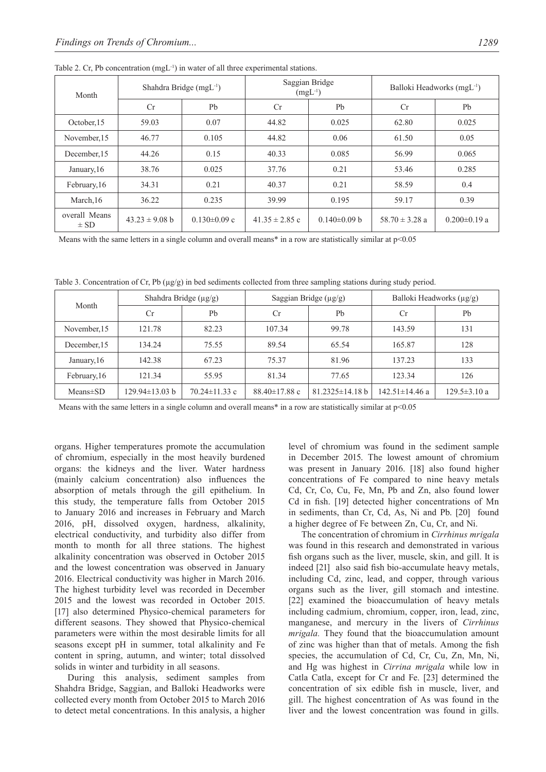Table 2. Cr, Pb concentration ($mgL^{-1}$) in water of all three experimental stations.

| Month | Shahdra Bridge ($mgL^{-1}$) | | Saggian Bridge ($mgL^{-1}$) | | Balloki Headworks ($mgL^{-1}$) | |
|---|---|---|---|---|---|---|
| | Cr | Pb | Cr | Pb | Cr | Pb |
| October,15 | 59.03 | 0.07 | 44.82 | 0.025 | 62.80 | 0.025 |
| November,15 | 46.77 | 0.105 | 44.82 | 0.06 | 61.50 | 0.05 |
| December,15 | 44.26 | 0.15 | 40.33 | 0.085 | 56.99 | 0.065 |
| January,16 | 38.76 | 0.025 | 37.76 | 0.21 | 53.46 | 0.285 |
| February,16 | 34.31 | 0.21 | 40.37 | 0.21 | 58.59 | 0.4 |
| March,16 | 36.22 | 0.235 | 39.99 | 0.195 | 59.17 | 0.39 |
| overall Means ± SD | 43.23 ± 9.08 b | 0.130±0.09 c | 41.35 ± 2.85 c | 0.140±0.09 b | 58.70 ± 3.28 a | 0.200±0.19 a |

Means with the same letters in a single column and overall means* in a row are statistically similar at $p<0.05$

Table 3. Concentration of Cr, Pb (μg/g) in bed sediments collected from three sampling stations during study period.

| Month | Shahdra Bridge (μg/g) | | Saggian Bridge (μg/g) | | Balloki Headworks (μg/g) | |
|---|---|---|---|---|---|---|
| | Cr | Pb | Cr | Pb | Cr | Pb |
| November,15 | 121.78 | 82.23 | 107.34 | 99.78 | 143.59 | 131 |
| December,15 | 134.24 | 75.55 | 89.54 | 65.54 | 165.87 | 128 |
| January,16 | 142.38 | 67.23 | 75.37 | 81.96 | 137.23 | 133 |
| February,16 | 121.34 | 55.95 | 81.34 | 77.65 | 123.34 | 126 |
| Means±SD | 129.94±13.03 b | 70.24±11.33 c | 88.40±17.88 c | 81.2325±14.18 b | 142.51±14.46 a | 129.5±3.10 a |

Means with the same letters in a single column and overall means* in a row are statistically similar at $p<0.05$

organs. Higher temperatures promote the accumulation of chromium, especially in the most heavily burdened organs: the kidneys and the liver. Water hardness (mainly calcium concentration) also influences the absorption of metals through the gill epithelium. In this study, the temperature falls from October 2015 to January 2016 and increases in February and March 2016, pH, dissolved oxygen, hardness, alkalinity, electrical conductivity, and turbidity also differ from month to month for all three stations. The highest alkalinity concentration was observed in October 2015 and the lowest concentration was observed in January 2016. Electrical conductivity was higher in March 2016. The highest turbidity level was recorded in December 2015 and the lowest was recorded in October 2015. [17] also determined Physico-chemical parameters for different seasons. They showed that Physico-chemical parameters were within the most desirable limits for all seasons except pH in summer, total alkalinity and Fe content in spring, autumn, and winter; total dissolved solids in winter and turbidity in all seasons.

During this analysis, sediment samples from Shahdra Bridge, Saggian, and Balloki Headworks were collected every month from October 2015 to March 2016 to detect metal concentrations. In this analysis, a higher level of chromium was found in the sediment sample in December 2015. The lowest amount of chromium was present in January 2016. [18] also found higher concentrations of Fe compared to nine heavy metals Cd, Cr, Co, Cu, Fe, Mn, Pb and Zn, also found lower Cd in fish. [19] detected higher concentrations of Mn in sediments, than Cr, Cd, As, Ni and Pb. [20] found a higher degree of Fe between Zn, Cu, Cr, and Ni.

The concentration of chromium in *Cirrhinus mrigala* was found in this research and demonstrated in various fish organs such as the liver, muscle, skin, and gill. It is indeed [21] also said fish bio-accumulate heavy metals, including Cd, zinc, lead, and copper, through various organs such as the liver, gill stomach and intestine. [22] examined the bioaccumulation of heavy metals including cadmium, chromium, copper, iron, lead, zinc, manganese, and mercury in the livers of *Cirrhinus mrigala.* They found that the bioaccumulation amount of zinc was higher than that of metals. Among the fish species, the accumulation of Cd, Cr, Cu, Zn, Mn, Ni, and Hg was highest in *Cirrina mrigala* while low in Catla Catla, except for Cr and Fe. [23] determined the concentration of six edible fish in muscle, liver, and gill. The highest concentration of As was found in the liver and the lowest concentration was found in gills.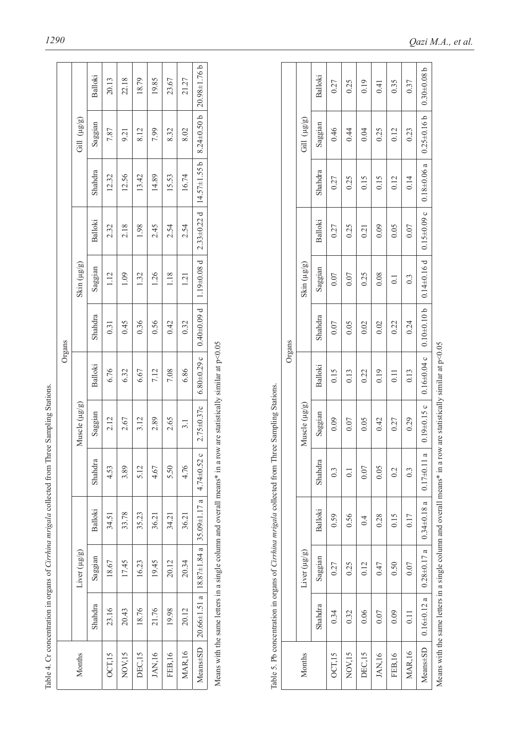Table 4. Cr concentration in organs of *Cirrhina mrigala* collected from Three Sampling Stations.

| Months | Organs | | | | | | | | | | | |
|---|---|---|---|---|---|---|---|---|---|---|---|---|
| | Liver (µg/g) | | | Muscle (µg/g) | | | Skin (µg/g) | | | Gill (µg/g) | | |
| | Shahdra | Saggian | Balloki | Shahdra | Saggian | Balloki | Shahdra | Saggian | Balloki | Shahdra | Saggian | Balloki |
| OCT,15 | 23.16 | 18.67 | 34.51 | 4.53 | 2.12 | 6.76 | 0.31 | 1.12 | 2.32 | 12.32 | 7.87 | 20.13 |
| NOV,15 | 20.43 | 17.45 | 33.78 | 3.89 | 2.67 | 6.32 | 0.45 | 1.09 | 2.18 | 12.56 | 9.21 | 22.18 |
| DEC,15 | 18.76 | 16.23 | 35.23 | 5.12 | 3.12 | 6.67 | 0.36 | 1.32 | 1.98 | 13.42 | 8.12 | 18.79 |
| JAN,16 | 21.76 | 19.45 | 36.21 | 4.67 | 2.89 | 7.12 | 0.56 | 1.26 | 2.45 | 14.89 | 7.99 | 19.85 |
| FEB,16 | 19.98 | 20.12 | 34.21 | 5.50 | 2.65 | 7.08 | 0.42 | 1.18 | 2.54 | 15.53 | 8.32 | 23.67 |
| MAR,16 | 20.12 | 20.34 | 36.21 | 4.76 | 3.1 | 6.86 | 0.32 | 1.21 | 2.54 | 16.74 | 8.02 | 21.27 |
| Means±SD | 20.66±1.51 a | 18.87±1.84 a | 35.09±1.17 a | 4.74±0.52 c | 2.75±0.37c | 6.80±0.29 c | 0.40±0.09 d | 1.19±0.08 d | 2.33±0.22 d | 14.57±1.55 b | 8.24±0.50 b | 20.98±1.76 b |

Means with the same letters in a single column and overall means* in a row are statistically similar at p<0.05

Table 5. Pb concentration in organs of *Cirrhina mrigala* collected from Three Sampling Stations.

| Months | Organs | | | | | | | | | | | |
|---|---|---|---|---|---|---|---|---|---|---|---|---|
| | Liver (µg/g) | | | Muscle (µg/g) | | | Skin (µg/g) | | | Gill (µg/g) | | |
| | Shahdra | Saggian | Balloki | Shahdra | Saggian | Balloki | Shahdra | Saggian | Balloki | Shahdra | Saggian | Balloki |
| OCT,15 | 0.34 | 0.27 | 0.59 | 0.3 | 0.09 | 0.15 | 0.07 | 0.07 | 0.27 | 0.27 | 0.46 | 0.27 |
| NOV,15 | 0.32 | 0.25 | 0.56 | 0.1 | 0.07 | 0.13 | 0.05 | 0.07 | 0.25 | 0.25 | 0.44 | 0.25 |
| DEC,15 | 0.06 | 0.12 | 0.4 | 0.07 | 0.05 | 0.22 | 0.02 | 0.25 | 0.21 | 0.15 | 0.04 | 0.19 |
| JAN,16 | 0.07 | 0.47 | 0.28 | 0.05 | 0.42 | 0.19 | 0.02 | 0.08 | 0.09 | 0.15 | 0.25 | 0.41 |
| FEB,16 | 0.09 | 0.50 | 0.15 | 0.2 | 0.27 | 0.11 | 0.22 | 0.1 | 0.05 | 0.12 | 0.12 | 0.35 |
| MAR,16 | 0.11 | 0.07 | 0.17 | 0.3 | 0.29 | 0.13 | 0.24 | 0.3 | 0.07 | 0.14 | 0.23 | 0.37 |
| Means±SD | 0.16±0.12 a | 0.28±0.17 a | 0.34±0.18 a | 0.17±0.11 a | 0.19±0.15 c | 0.16±0.04 c | 0.10±0.10 b | 0.14±0.16 d | 0.15±0.09 c | 0.18±0.06 a | 0.25±0.16 b | 0.30±0.08 b |

Means with the same letters in a single column and overall means* in a row are statistically similar at p<0.05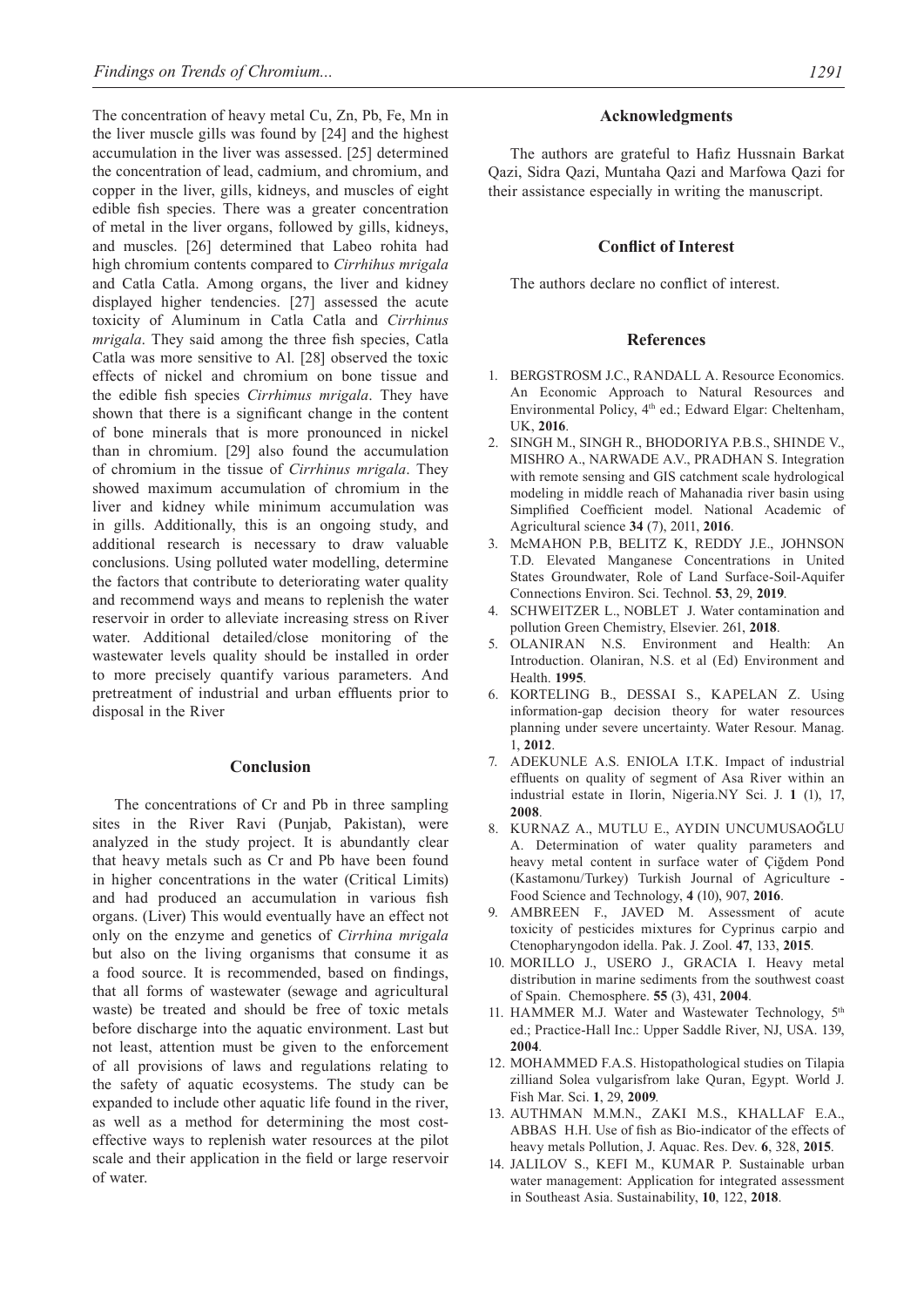The concentration of heavy metal Cu, Zn, Pb, Fe, Mn in the liver muscle gills was found by [24] and the highest accumulation in the liver was assessed. [25] determined the concentration of lead, cadmium, and chromium, and copper in the liver, gills, kidneys, and muscles of eight edible fish species. There was a greater concentration of metal in the liver organs, followed by gills, kidneys, and muscles. [26] determined that Labeo rohita had high chromium contents compared to *Cirrhihus mrigala* and Catla Catla. Among organs, the liver and kidney displayed higher tendencies. [27] assessed the acute toxicity of Aluminum in Catla Catla and *Cirrhinus mrigala*. They said among the three fish species, Catla Catla was more sensitive to Al. [28] observed the toxic effects of nickel and chromium on bone tissue and the edible fish species *Cirrhimus mrigala*. They have shown that there is a significant change in the content of bone minerals that is more pronounced in nickel than in chromium. [29] also found the accumulation of chromium in the tissue of *Cirrhinus mrigala*. They showed maximum accumulation of chromium in the liver and kidney while minimum accumulation was in gills. Additionally, this is an ongoing study, and additional research is necessary to draw valuable conclusions. Using polluted water modelling, determine the factors that contribute to deteriorating water quality and recommend ways and means to replenish the water reservoir in order to alleviate increasing stress on River water. Additional detailed/close monitoring of the wastewater levels quality should be installed in order to more precisely quantify various parameters. And pretreatment of industrial and urban effluents prior to disposal in the River

## Conclusion

The concentrations of Cr and Pb in three sampling sites in the River Ravi (Punjab, Pakistan), were analyzed in the study project. It is abundantly clear that heavy metals such as Cr and Pb have been found in higher concentrations in the water (Critical Limits) and had produced an accumulation in various fish organs. (Liver) This would eventually have an effect not only on the enzyme and genetics of *Cirrhina mrigala* but also on the living organisms that consume it as a food source. It is recommended, based on findings, that all forms of wastewater (sewage and agricultural waste) be treated and should be free of toxic metals before discharge into the aquatic environment. Last but not least, attention must be given to the enforcement of all provisions of laws and regulations relating to the safety of aquatic ecosystems. The study can be expanded to include other aquatic life found in the river, as well as a method for determining the most cost-effective ways to replenish water resources at the pilot scale and their application in the field or large reservoir of water.

## Acknowledgments

The authors are grateful to Hafiz Hussnain Barkat Qazi, Sidra Qazi, Muntaha Qazi and Marfowa Qazi for their assistance especially in writing the manuscript.

## Conflict of Interest

The authors declare no conflict of interest.

## References

1. BERGSTROSM J.C., RANDALL A. Resource Economics. An Economic Approach to Natural Resources and Environmental Policy, 4th ed.; Edward Elgar: Cheltenham, UK, **2016**.
2. SINGH M., SINGH R., BHODORIYA P.B.S., SHINDE V., MISHRO A., NARWADE A.V., PRADHAN S. Integration with remote sensing and GIS catchment scale hydrological modeling in middle reach of Mahanadia river basin using Simplified Coefficient model. National Academic of Agricultural science **34** (7), 2011, **2016**.
3. McMAHON P.B, BELITZ K, REDDY J.E., JOHNSON T.D. Elevated Manganese Concentrations in United States Groundwater, Role of Land Surface-Soil-Aquifer Connections Environ. Sci. Technol. **53**, 29, **2019**.
4. SCHWEITZER L., NOBLET J. Water contamination and pollution Green Chemistry, Elsevier. 261, **2018**.
5. OLANIRAN N.S. Environment and Health: An Introduction. Olaniran, N.S. et al (Ed) Environment and Health. **1995**.
6. KORTELING B., DESSAI S., KAPELAN Z. Using information-gap decision theory for water resources planning under severe uncertainty. Water Resour. Manag. 1, **2012**.
7. ADEKUNLE A.S. ENIOLA I.T.K. Impact of industrial effluents on quality of segment of Asa River within an industrial estate in Ilorin, Nigeria.NY Sci. J. **1** (1), 17, **2008**.
8. KURNAZ A., MUTLU E., AYDIN UNCUMUSAOĞLU A. Determination of water quality parameters and heavy metal content in surface water of Çiğdem Pond (Kastamonu/Turkey) Turkish Journal of Agriculture - Food Science and Technology, **4** (10), 907, **2016**.
9. AMBREEN F., JAVED M. Assessment of acute toxicity of pesticides mixtures for Cyprinus carpio and Ctenopharyngodon idella. Pak. J. Zool. **47**, 133, **2015**.
10. MORILLO J., USERO J., GRACIA I. Heavy metal distribution in marine sediments from the southwest coast of Spain. Chemosphere. **55** (3), 431, **2004**.
11. HAMMER M.J. Water and Wastewater Technology, 5th ed.; Practice-Hall Inc.: Upper Saddle River, NJ, USA. 139, **2004**.
12. MOHAMMED F.A.S. Histopathological studies on Tilapia zilliand Solea vulgarisfrom lake Quran, Egypt. World J. Fish Mar. Sci. **1**, 29, **2009**.
13. AUTHMAN M.M.N., ZAKI M.S., KHALLAF E.A., ABBAS H.H. Use of fish as Bio-indicator of the effects of heavy metals Pollution, J. Aquac. Res. Dev. **6**, 328, **2015**.
14. JALILOV S., KEFI M., KUMAR P. Sustainable urban water management: Application for integrated assessment in Southeast Asia. Sustainability, **10**, 122, **2018**.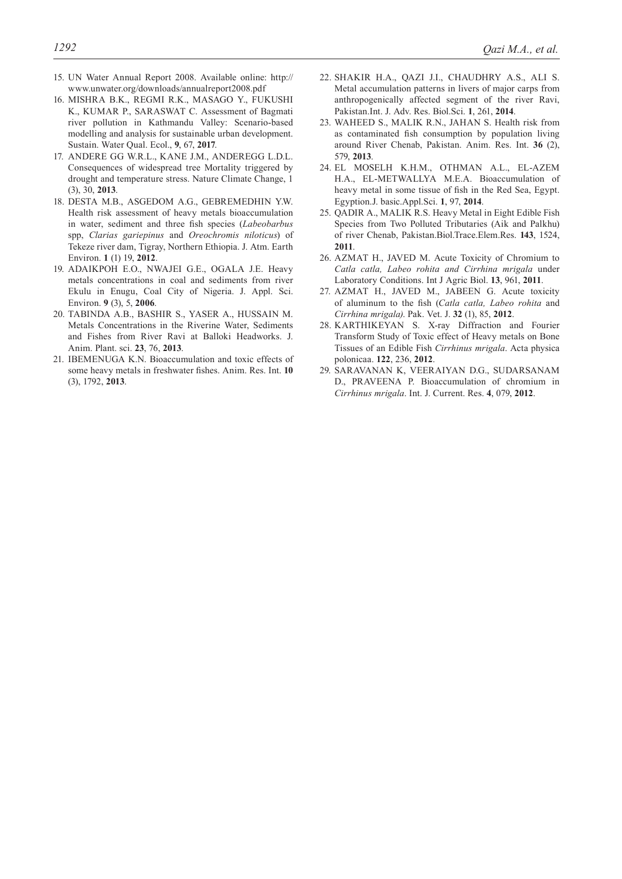15. UN Water Annual Report 2008. Available online: http://www.unwater.org/downloads/annualreport2008.pdf
16. MISHRA B.K., REGMI R.K., MASAGO Y., FUKUSHI K., KUMAR P., SARASWAT C. Assessment of Bagmati river pollution in Kathmandu Valley: Scenario-based modelling and analysis for sustainable urban development. Sustain. Water Qual. Ecol., **9**, 67, **2017**.
17. ANDERE GG W.R.L., KANE J.M., ANDEREGG L.D.L. Consequences of widespread tree Mortality triggered by drought and temperature stress. Nature Climate Change, 1 (3), 30, **2013**.
18. DESTA M.B., ASGEDOM A.G., GEBREMEDHIN Y.W. Health risk assessment of heavy metals bioaccumulation in water, sediment and three fish species (*Labeobarbus* spp, *Clarias gariepinus* and *Oreochromis niloticus*) of Tekeze river dam, Tigray, Northern Ethiopia. J. Atm. Earth Environ. **1** (1) 19, **2012**.
19. ADAIKPOH E.O., NWAJEI G.E., OGALA J.E. Heavy metals concentrations in coal and sediments from river Ekulu in Enugu, Coal City of Nigeria. J. Appl. Sci. Environ. **9** (3), 5, **2006**.
20. TABINDA A.B., BASHIR S., YASER A., HUSSAIN M. Metals Concentrations in the Riverine Water, Sediments and Fishes from River Ravi at Balloki Headworks. J. Anim. Plant. sci. **23**, 76, **2013**.
21. IBEMENUGA K.N. Bioaccumulation and toxic effects of some heavy metals in freshwater fishes. Anim. Res. Int. **10** (3), 1792, **2013**.
22. SHAKIR H.A., QAZI J.I., CHAUDHRY A.S., ALI S. Metal accumulation patterns in livers of major carps from anthropogenically affected segment of the river Ravi, Pakistan.Int. J. Adv. Res. Biol.Sci. **1**, 261, **2014**.
23. WAHEED S., MALIK R.N., JAHAN S. Health risk from as contaminated fish consumption by population living around River Chenab, Pakistan. Anim. Res. Int. **36** (2), 579, **2013**.
24. EL MOSELH K.H.M., OTHMAN A.L., EL-AZEM H.A., EL-METWALLYA M.E.A. Bioaccumulation of heavy metal in some tissue of fish in the Red Sea, Egypt. Egyption.J. basic.Appl.Sci. **1**, 97, **2014**.
25. QADIR A., MALIK R.S. Heavy Metal in Eight Edible Fish Species from Two Polluted Tributaries (Aik and Palkhu) of river Chenab, Pakistan.Biol.Trace.Elem.Res. **143**, 1524, **2011**.
26. AZMAT H., JAVED M. Acute Toxicity of Chromium to *Catla catla, Labeo rohita and Cirrhina mrigala* under Laboratory Conditions. Int J Agric Biol. **13**, 961, **2011**.
27. AZMAT H., JAVED M., JABEEN G. Acute toxicity of aluminum to the fish (*Catla catla, Labeo rohita* and *Cirrhina mrigala)*. Pak. Vet. J. **32** (1), 85, **2012**.
28. KARTHIKEYAN S. X-ray Diffraction and Fourier Transform Study of Toxic effect of Heavy metals on Bone Tissues of an Edible Fish *Cirrhinus mrigala*. Acta physica polonicaa. **122**, 236, **2012**.
29. SARAVANAN K, VEERAIYAN D.G., SUDARSANAM D., PRAVEENA P. Bioaccumulation of chromium in *Cirrhinus mrigala*. Int. J. Current. Res. **4**, 079, **2012**.